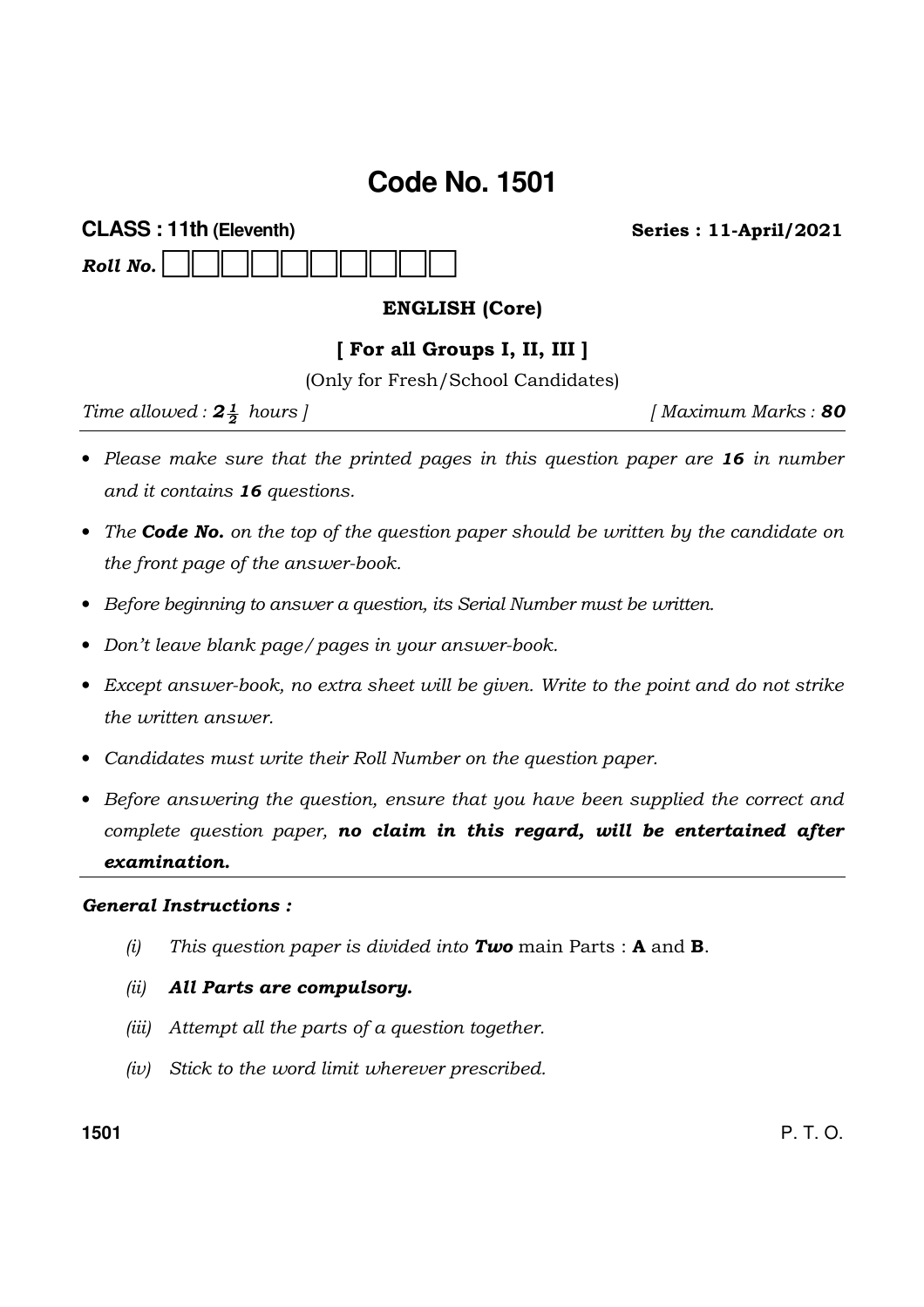# Code No. 1501

**CLASS : 11th (Eleventh)** **Series : 11-April/2021**

***Roll No.*** | | | | | | | | | | |

## ENGLISH (Core)

### [ For all Groups I, II, III ]

(Only for Fresh/School Candidates)

*Time allowed : **$2\frac{1}{2}$** hours ]* *[ Maximum Marks : **80***

- *Please make sure that the printed pages in this question paper are **16** in number and it contains **16** questions.*
- *The **Code No.** on the top of the question paper should be written by the candidate on the front page of the answer-book.*
- *Before beginning to answer a question, its Serial Number must be written.*
- *Don't leave blank page/pages in your answer-book.*
- *Except answer-book, no extra sheet will be given. Write to the point and do not strike the written answer.*
- *Candidates must write their Roll Number on the question paper.*
- *Before answering the question, ensure that you have been supplied the correct and complete question paper, **no claim in this regard, will be entertained after examination.***

***General Instructions :***

*(i)* *This question paper is divided into **Two*** main Parts : **A** and **B**.

*(ii)* ***All Parts are compulsory.***

*(iii)* *Attempt all the parts of a question together.*

*(iv)* *Stick to the word limit wherever prescribed.*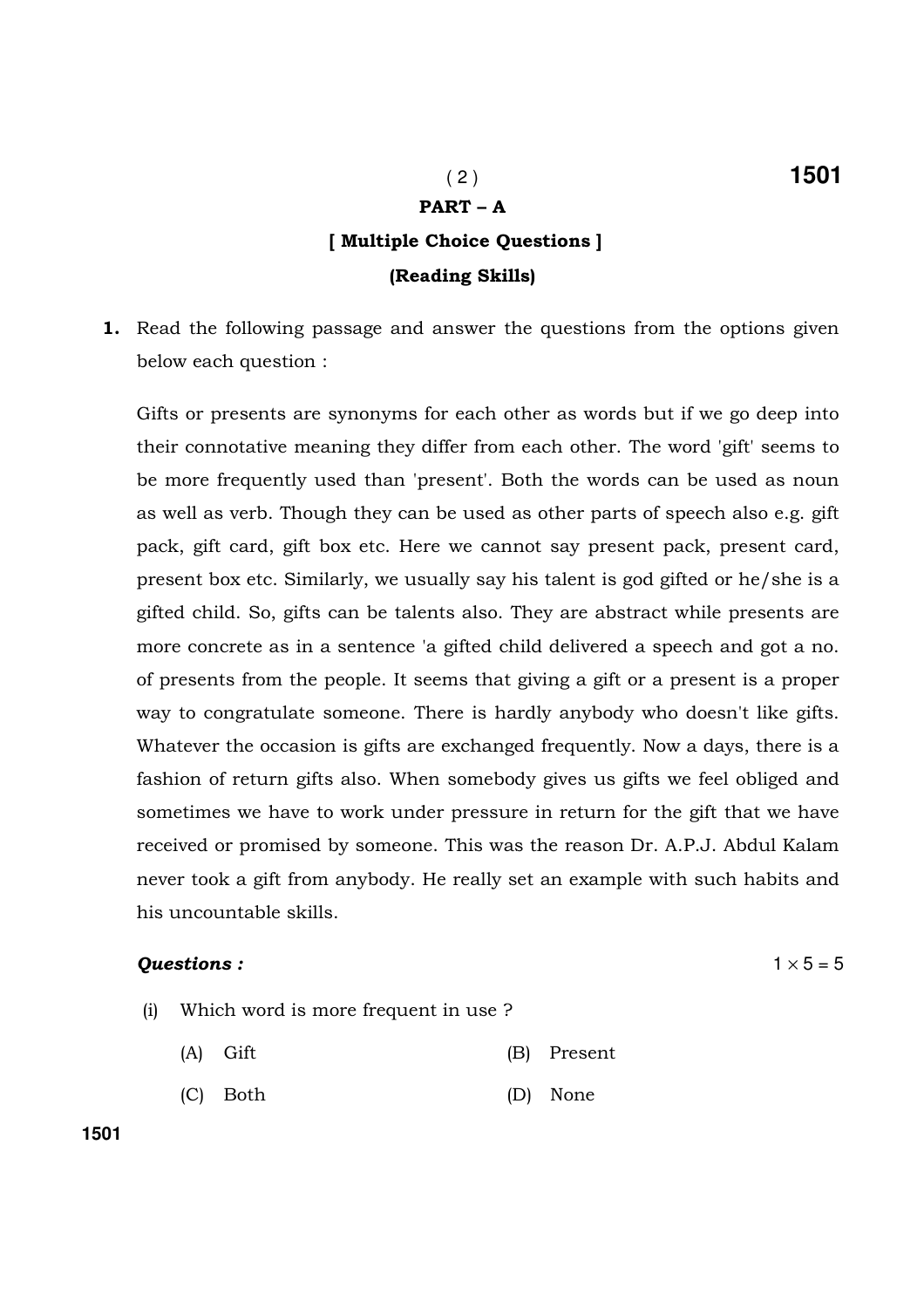## PART – A

### [ Multiple Choice Questions ]

### (Reading Skills)

**1.** Read the following passage and answer the questions from the options given below each question :

Gifts or presents are synonyms for each other as words but if we go deep into their connotative meaning they differ from each other. The word 'gift' seems to be more frequently used than 'present'. Both the words can be used as noun as well as verb. Though they can be used as other parts of speech also e.g. gift pack, gift card, gift box etc. Here we cannot say present pack, present card, present box etc. Similarly, we usually say his talent is god gifted or he/she is a gifted child. So, gifts can be talents also. They are abstract while presents are more concrete as in a sentence 'a gifted child delivered a speech and got a no. of presents from the people. It seems that giving a gift or a present is a proper way to congratulate someone. There is hardly anybody who doesn't like gifts. Whatever the occasion is gifts are exchanged frequently. Now a days, there is a fashion of return gifts also. When somebody gives us gifts we feel obliged and sometimes we have to work under pressure in return for the gift that we have received or promised by someone. This was the reason Dr. A.P.J. Abdul Kalam never took a gift from anybody. He really set an example with such habits and his uncountable skills.

***Questions :*** $1 \times 5 = 5$

(i) Which word is more frequent in use ?

(A) Gift  
(B) Present  
(C) Both  
(D) None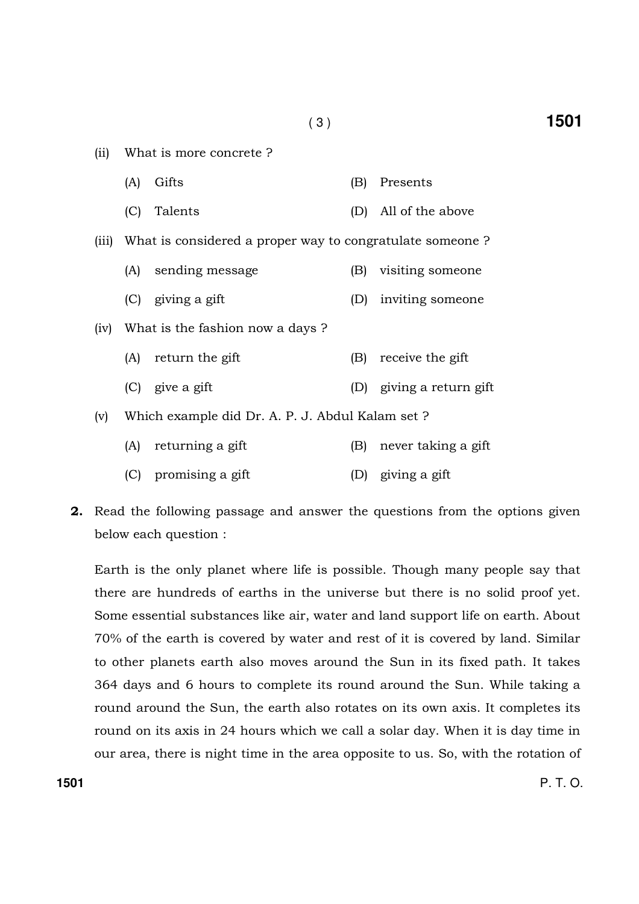(ii) What is more concrete ?

(A) Gifts  (B) Presents

(C) Talents  (D) All of the above

(iii) What is considered a proper way to congratulate someone ?

(A) sending message  (B) visiting someone

(C) giving a gift  (D) inviting someone

(iv) What is the fashion now a days ?

(A) return the gift  (B) receive the gift

(C) give a gift  (D) giving a return gift

(v) Which example did Dr. A. P. J. Abdul Kalam set ?

(A) returning a gift  (B) never taking a gift

(C) promising a gift  (D) giving a gift

**2.** Read the following passage and answer the questions from the options given below each question :

Earth is the only planet where life is possible. Though many people say that there are hundreds of earths in the universe but there is no solid proof yet. Some essential substances like air, water and land support life on earth. About 70% of the earth is covered by water and rest of it is covered by land. Similar to other planets earth also moves around the Sun in its fixed path. It takes 364 days and 6 hours to complete its round around the Sun. While taking a round around the Sun, the earth also rotates on its own axis. It completes its round on its axis in 24 hours which we call a solar day. When it is day time in our area, there is night time in the area opposite to us. So, with the rotation of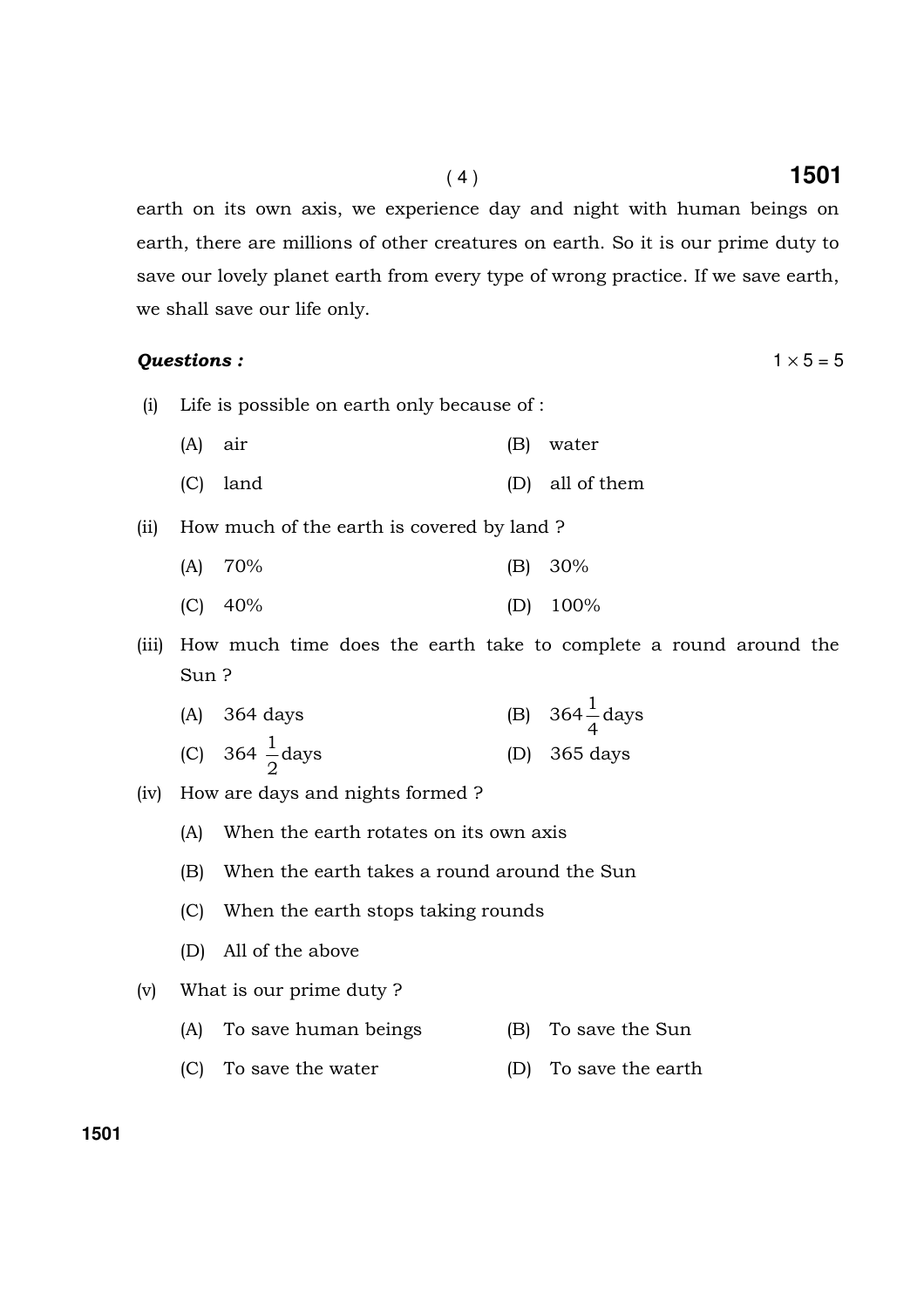earth on its own axis, we experience day and night with human beings on earth, there are millions of other creatures on earth. So it is our prime duty to save our lovely planet earth from every type of wrong practice. If we save earth, we shall save our life only.

***Questions :*** $1 \times 5 = 5$

(i) Life is possible on earth only because of :

(A) air (B) water

(C) land (D) all of them

(ii) How much of the earth is covered by land ?

(A) 70% (B) 30%

(C) 40% (D) 100%

(iii) How much time does the earth take to complete a round around the Sun ?

(A) 364 days (B) $364\frac{1}{4}$ days

(C) $364\frac{1}{2}$ days (D) 365 days

(iv) How are days and nights formed ?

(A) When the earth rotates on its own axis

(B) When the earth takes a round around the Sun

(C) When the earth stops taking rounds

(D) All of the above

(v) What is our prime duty ?

(A) To save human beings (B) To save the Sun

(C) To save the water (D) To save the earth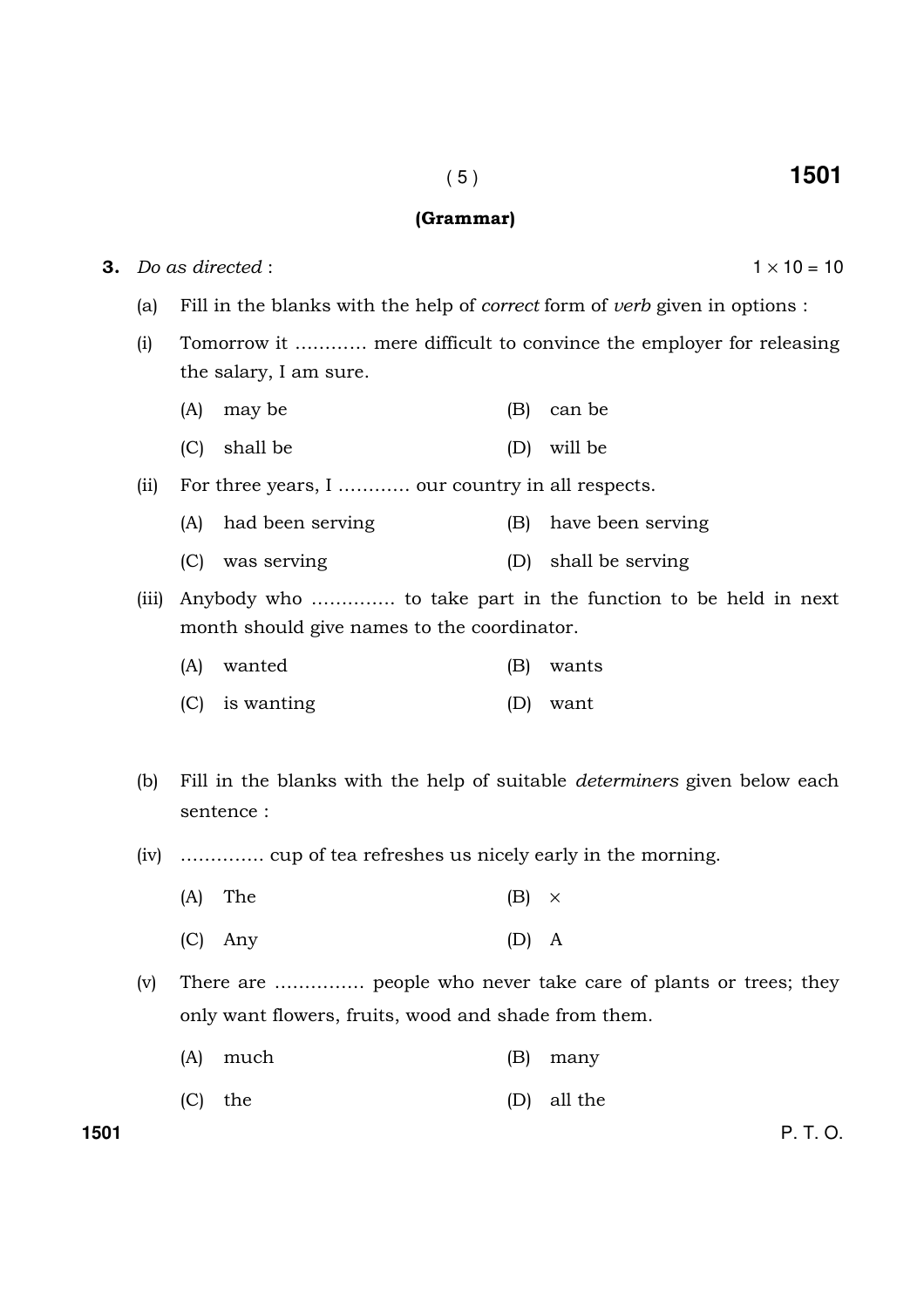## (Grammar)

**3.** *Do as directed* : 1 × 10 = 10

(a) Fill in the blanks with the help of *correct* form of *verb* given in options :

(i) Tomorrow it ………… mere difficult to convince the employer for releasing the salary, I am sure.

(A) may be (B) can be

(C) shall be (D) will be

(ii) For three years, I ………… our country in all respects.

(A) had been serving (B) have been serving

(C) was serving (D) shall be serving

(iii) Anybody who …………. to take part in the function to be held in next month should give names to the coordinator.

(A) wanted (B) wants

(C) is wanting (D) want

(b) Fill in the blanks with the help of suitable *determiners* given below each sentence :

(iv) …………. cup of tea refreshes us nicely early in the morning.

(A) The (B) ×

(C) Any (D) A

(v) There are …………… people who never take care of plants or trees; they only want flowers, fruits, wood and shade from them.

(A) much (B) many

(C) the (D) all the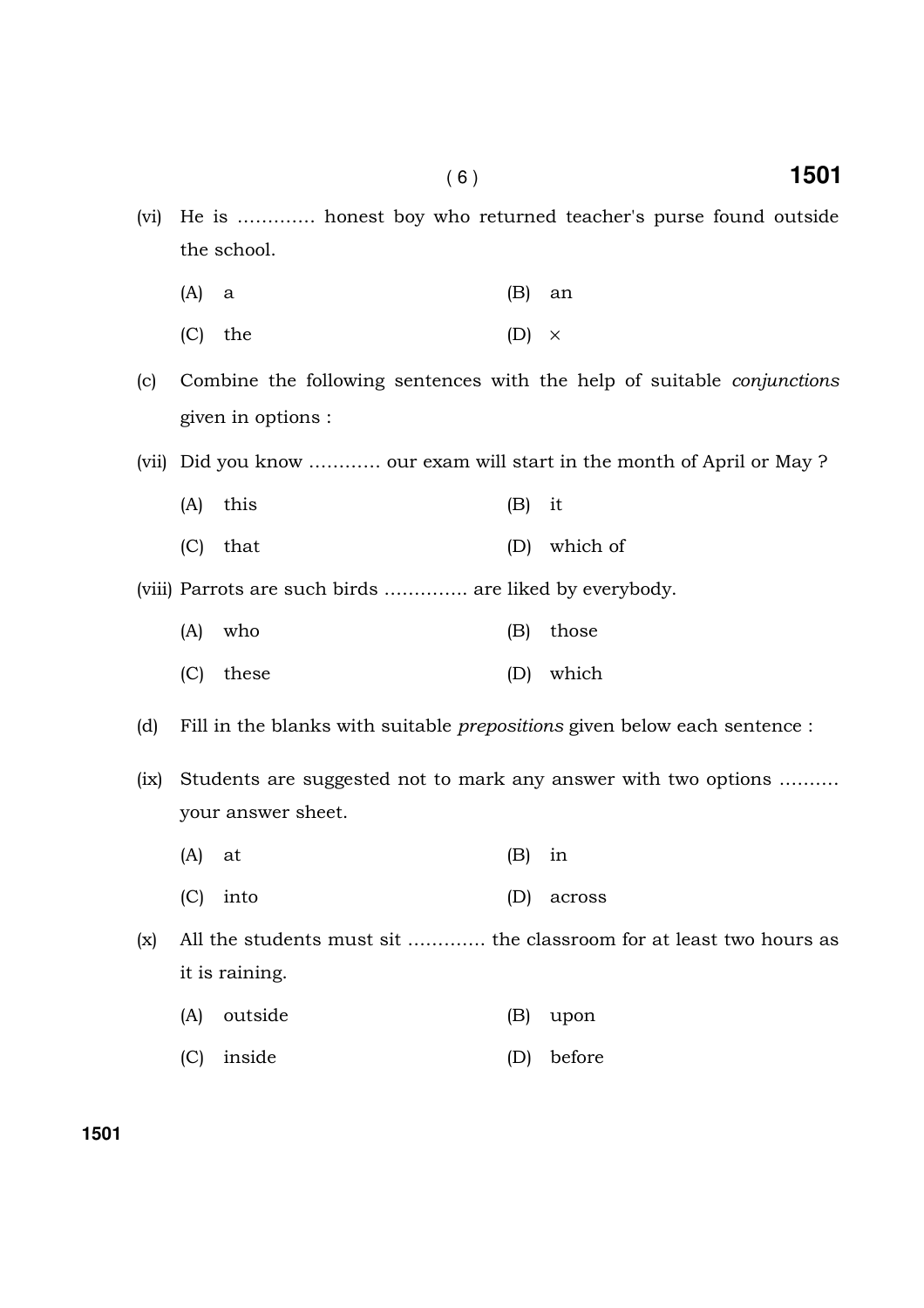(vi) He is ………… honest boy who returned teacher's purse found outside the school.

(A) a (B) an

(C) the (D) ×

(c) Combine the following sentences with the help of suitable *conjunctions* given in options :

(vii) Did you know ………… our exam will start in the month of April or May ?

(A) this (B) it

(C) that (D) which of

(viii) Parrots are such birds ………….. are liked by everybody.

(A) who (B) those

(C) these (D) which

(d) Fill in the blanks with suitable *prepositions* given below each sentence :

(ix) Students are suggested not to mark any answer with two options ………. your answer sheet.

(A) at (B) in

(C) into (D) across

(x) All the students must sit ………… the classroom for at least two hours as it is raining.

(A) outside (B) upon

(C) inside (D) before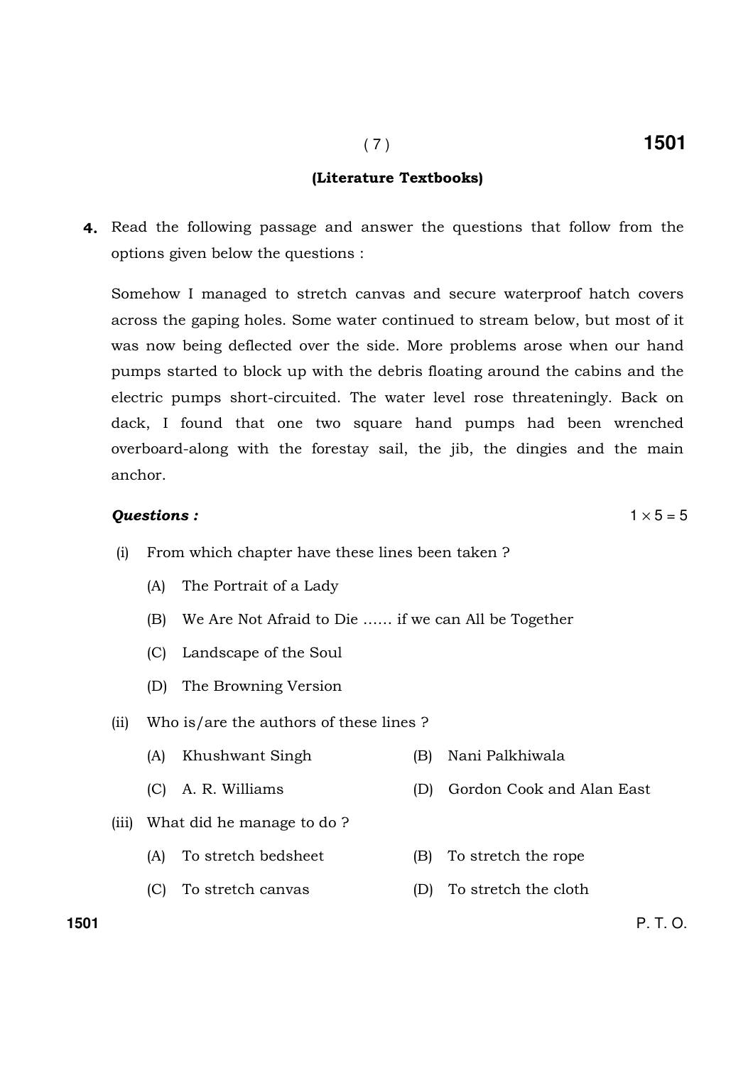**(Literature Textbooks)**

**4.** Read the following passage and answer the questions that follow from the options given below the questions :

Somehow I managed to stretch canvas and secure waterproof hatch covers across the gaping holes. Some water continued to stream below, but most of it was now being deflected over the side. More problems arose when our hand pumps started to block up with the debris floating around the cabins and the electric pumps short-circuited. The water level rose threateningly. Back on dack, I found that one two square hand pumps had been wrenched overboard-along with the forestay sail, the jib, the dingies and the main anchor.

***Questions :*** $1 \times 5 = 5$

(i) From which chapter have these lines been taken ?

(A) The Portrait of a Lady

(B) We Are Not Afraid to Die ...... if we can All be Together

(C) Landscape of the Soul

(D) The Browning Version

(ii) Who is/are the authors of these lines ?

(A) Khushwant Singh

(B) Nani Palkhiwala

(C) A. R. Williams

(D) Gordon Cook and Alan East

(iii) What did he manage to do ?

(A) To stretch bedsheet

(B) To stretch the rope

(C) To stretch canvas

(D) To stretch the cloth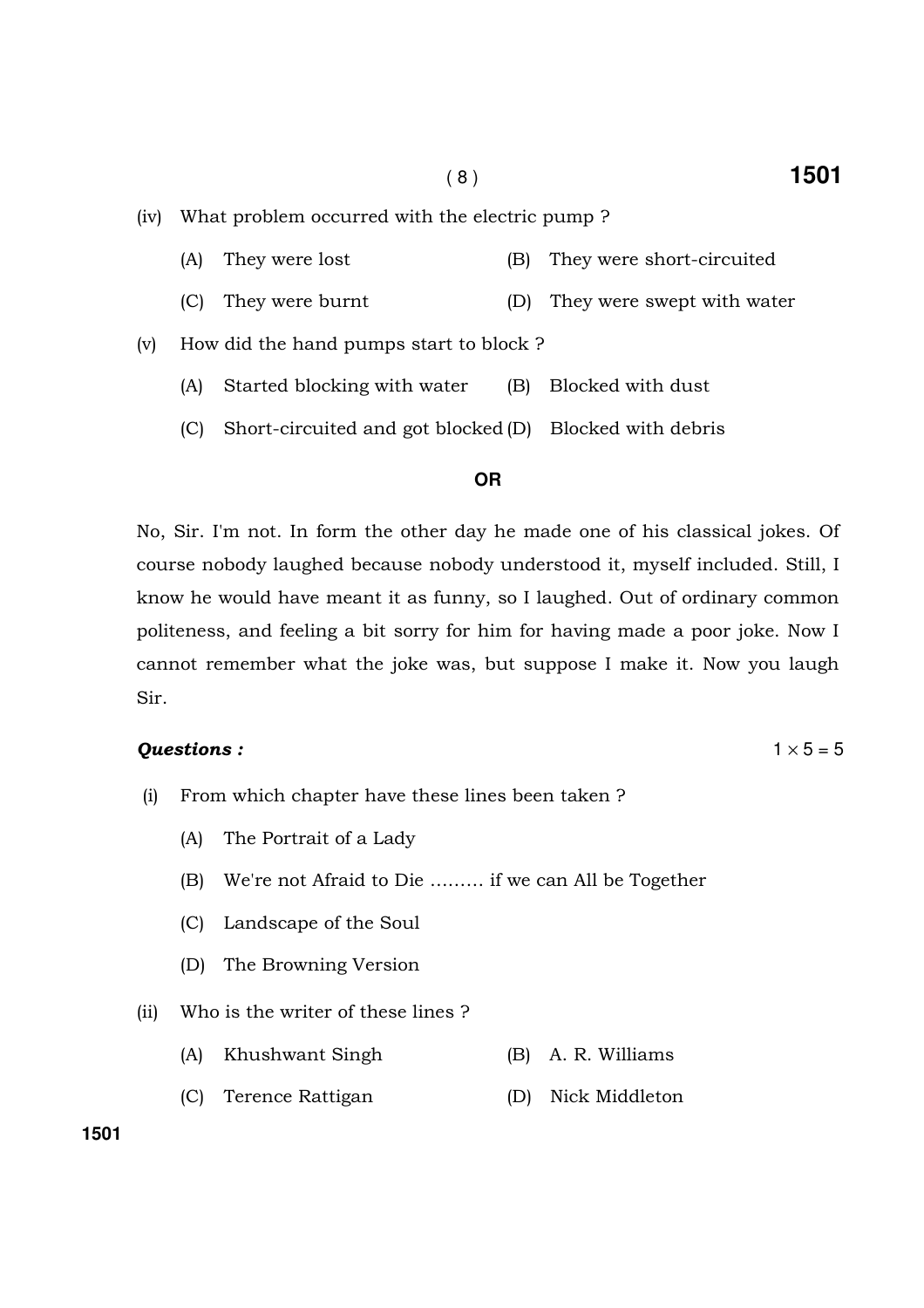(iv) What problem occurred with the electric pump ?

(A) They were lost
(B) They were short-circuited
(C) They were burnt
(D) They were swept with water

(v) How did the hand pumps start to block ?

(A) Started blocking with water
(B) Blocked with dust
(C) Short-circuited and got blocked
(D) Blocked with debris

**OR**

No, Sir. I'm not. In form the other day he made one of his classical jokes. Of course nobody laughed because nobody understood it, myself included. Still, I know he would have meant it as funny, so I laughed. Out of ordinary common politeness, and feeling a bit sorry for him for having made a poor joke. Now I cannot remember what the joke was, but suppose I make it. Now you laugh Sir.

***Questions :*** $1 \times 5 = 5$

(i) From which chapter have these lines been taken ?

(A) The Portrait of a Lady
(B) We're not Afraid to Die ......... if we can All be Together
(C) Landscape of the Soul
(D) The Browning Version

(ii) Who is the writer of these lines ?

(A) Khushwant Singh
(B) A. R. Williams
(C) Terence Rattigan
(D) Nick Middleton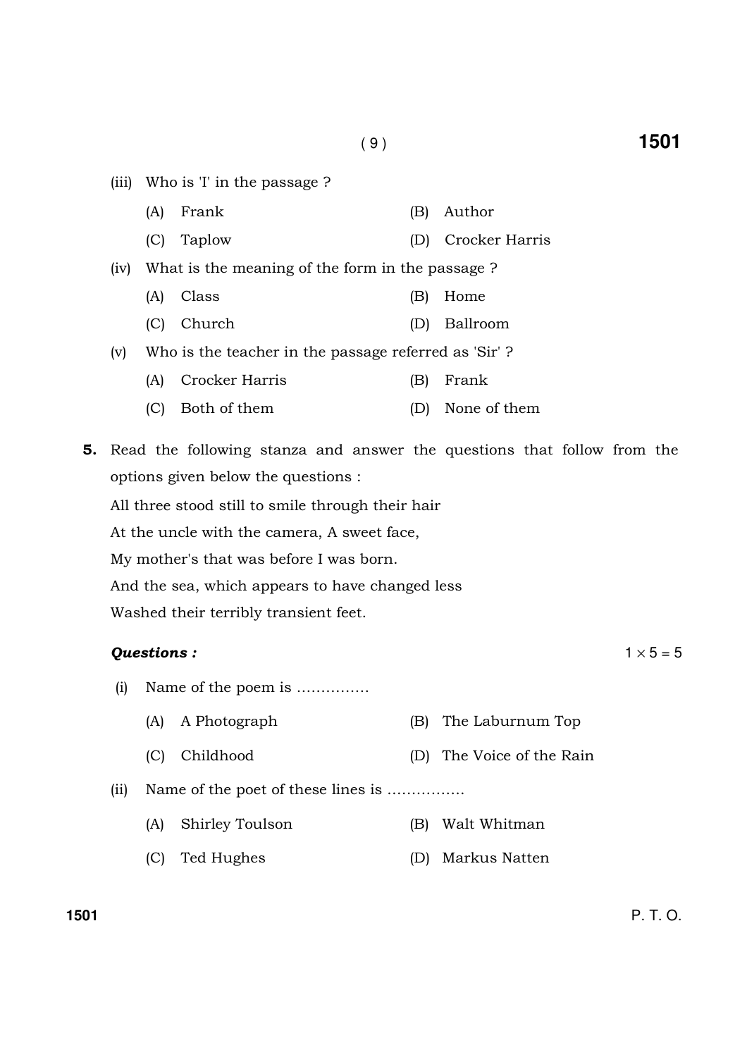(iii) Who is 'I' in the passage ?

(A) Frank (B) Author

(C) Taplow (D) Crocker Harris

(iv) What is the meaning of the form in the passage ?

(A) Class (B) Home

(C) Church (D) Ballroom

(v) Who is the teacher in the passage referred as 'Sir' ?

(A) Crocker Harris (B) Frank

(C) Both of them (D) None of them

**5.** Read the following stanza and answer the questions that follow from the options given below the questions :

All three stood still to smile through their hair
At the uncle with the camera, A sweet face,
My mother's that was before I was born.
And the sea, which appears to have changed less
Washed their terribly transient feet.

***Questions :*** $1 \times 5 = 5$

(i) Name of the poem is ...............

(A) A Photograph (B) The Laburnum Top

(C) Childhood (D) The Voice of the Rain

(ii) Name of the poet of these lines is ................

(A) Shirley Toulson (B) Walt Whitman

(C) Ted Hughes (D) Markus Natten

P. T. O.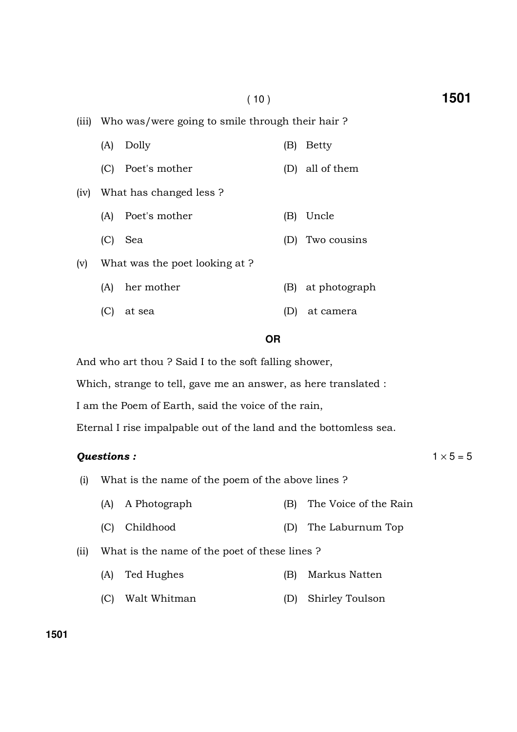(iii) Who was/were going to smile through their hair ?

(A) Dolly (B) Betty

(C) Poet's mother (D) all of them

(iv) What has changed less ?

(A) Poet's mother (B) Uncle

(C) Sea (D) Two cousins

(v) What was the poet looking at ?

(A) her mother (B) at photograph

(C) at sea (D) at camera

**OR**

And who art thou ? Said I to the soft falling shower,

Which, strange to tell, gave me an answer, as here translated :

I am the Poem of Earth, said the voice of the rain,

Eternal I rise impalpable out of the land and the bottomless sea.

***Questions :*** $1 \times 5 = 5$

(i) What is the name of the poem of the above lines ?

(A) A Photograph (B) The Voice of the Rain

(C) Childhood (D) The Laburnum Top

(ii) What is the name of the poet of these lines ?

(A) Ted Hughes (B) Markus Natten

(C) Walt Whitman (D) Shirley Toulson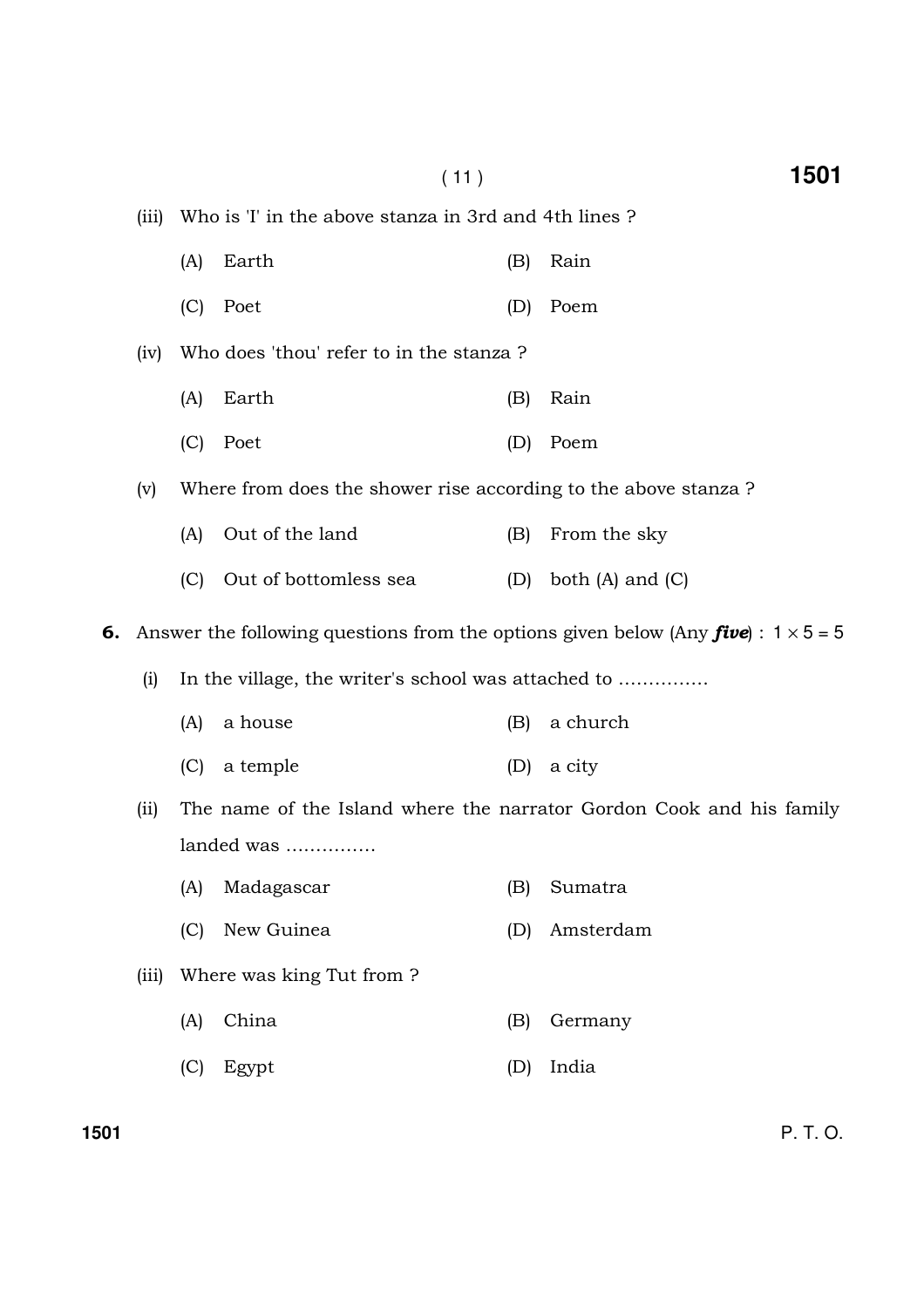(iii) Who is 'I' in the above stanza in 3rd and 4th lines ?

(A) Earth (B) Rain

(C) Poet (D) Poem

(iv) Who does 'thou' refer to in the stanza ?

(A) Earth (B) Rain

(C) Poet (D) Poem

(v) Where from does the shower rise according to the above stanza ?

(A) Out of the land (B) From the sky

(C) Out of bottomless sea (D) both (A) and (C)

**6.** Answer the following questions from the options given below (Any ***five***) : $1 \times 5 = 5$

(i) In the village, the writer's school was attached to ...............

(A) a house (B) a church

(C) a temple (D) a city

(ii) The name of the Island where the narrator Gordon Cook and his family landed was ...............

(A) Madagascar (B) Sumatra

(C) New Guinea (D) Amsterdam

(iii) Where was king Tut from ?

(A) China (B) Germany

(C) Egypt (D) India

P. T. O.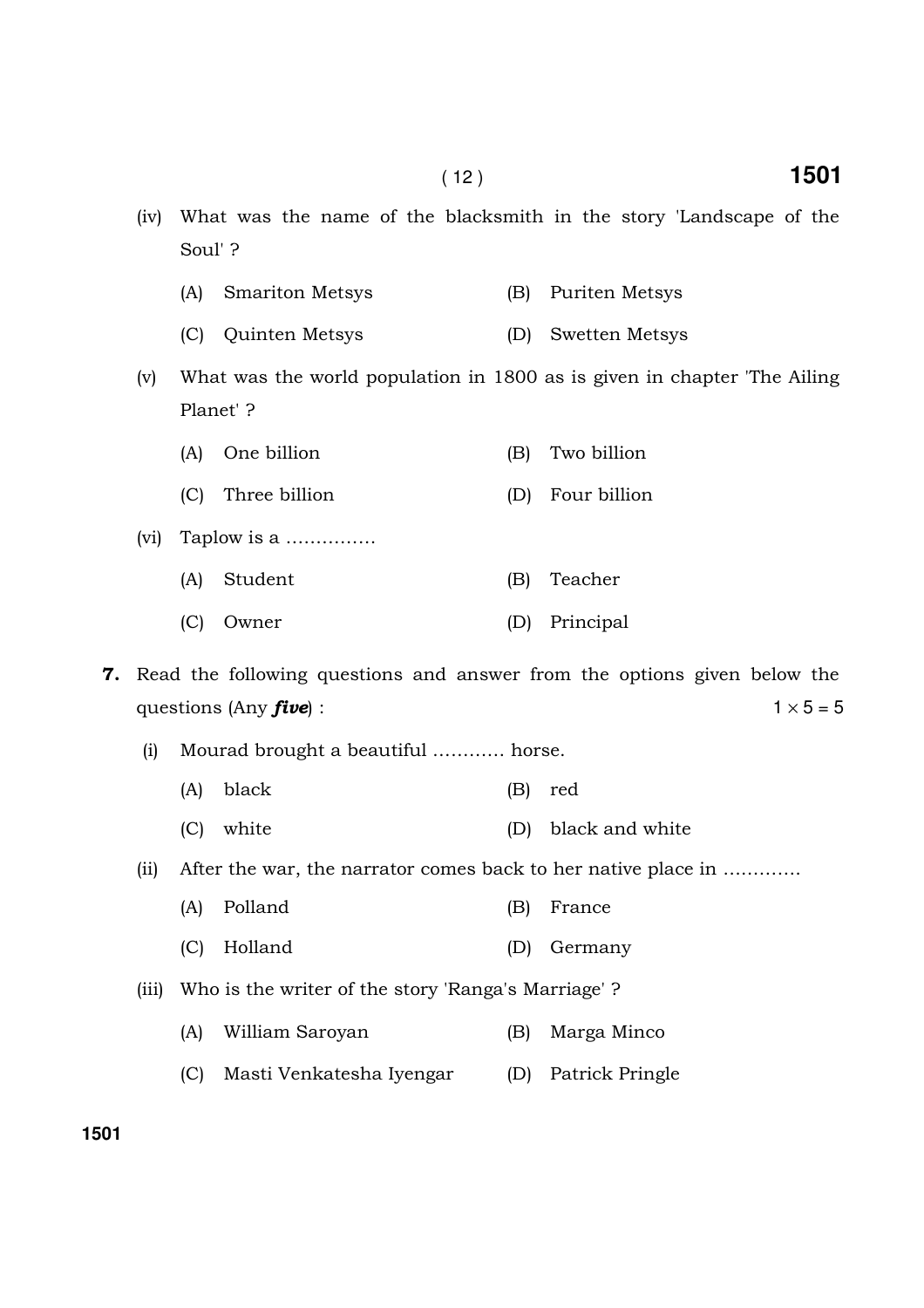(iv) What was the name of the blacksmith in the story 'Landscape of the Soul' ?

(A) Smariton Metsys (B) Puriten Metsys

(C) Quinten Metsys (D) Swetten Metsys

(v) What was the world population in 1800 as is given in chapter 'The Ailing Planet' ?

(A) One billion (B) Two billion

(C) Three billion (D) Four billion

(vi) Taplow is a ...............

(A) Student (B) Teacher

(C) Owner (D) Principal

**7.** Read the following questions and answer from the options given below the questions (Any ***five***) : $1 \times 5 = 5$

(i) Mourad brought a beautiful ............ horse.

(A) black (B) red

(C) white (D) black and white

(ii) After the war, the narrator comes back to her native place in .............

(A) Polland (B) France

(C) Holland (D) Germany

(iii) Who is the writer of the story 'Ranga's Marriage' ?

(A) William Saroyan (B) Marga Minco

(C) Masti Venkatesha Iyengar (D) Patrick Pringle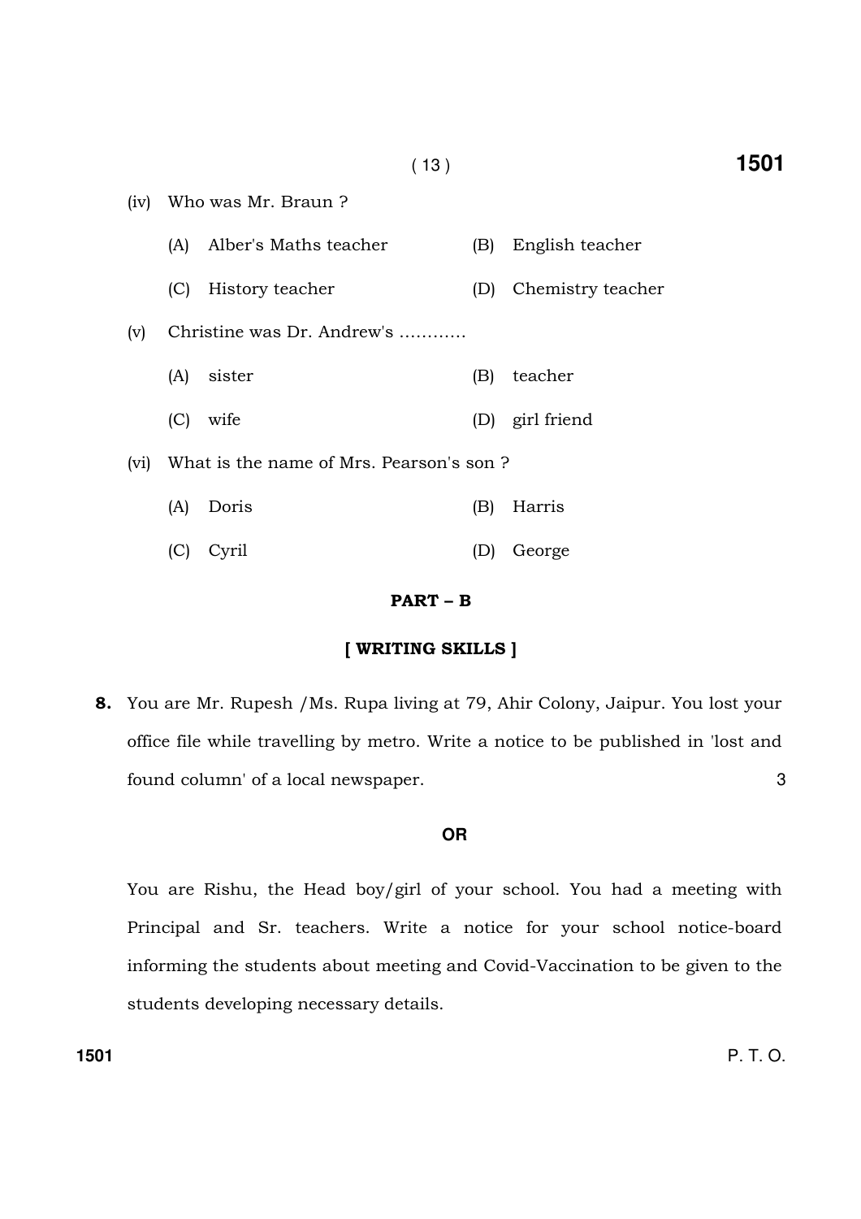(iv) Who was Mr. Braun ?

(A) Alber's Maths teacher (B) English teacher

(C) History teacher (D) Chemistry teacher

(v) Christine was Dr. Andrew's …………

(A) sister (B) teacher

(C) wife (D) girl friend

(vi) What is the name of Mrs. Pearson's son ?

(A) Doris (B) Harris

(C) Cyril (D) George

**PART – B**

**[ WRITING SKILLS ]**

**8.** You are Mr. Rupesh /Ms. Rupa living at 79, Ahir Colony, Jaipur. You lost your office file while travelling by metro. Write a notice to be published in 'lost and found column' of a local newspaper. 3

**OR**

You are Rishu, the Head boy/girl of your school. You had a meeting with Principal and Sr. teachers. Write a notice for your school notice-board informing the students about meeting and Covid-Vaccination to be given to the students developing necessary details.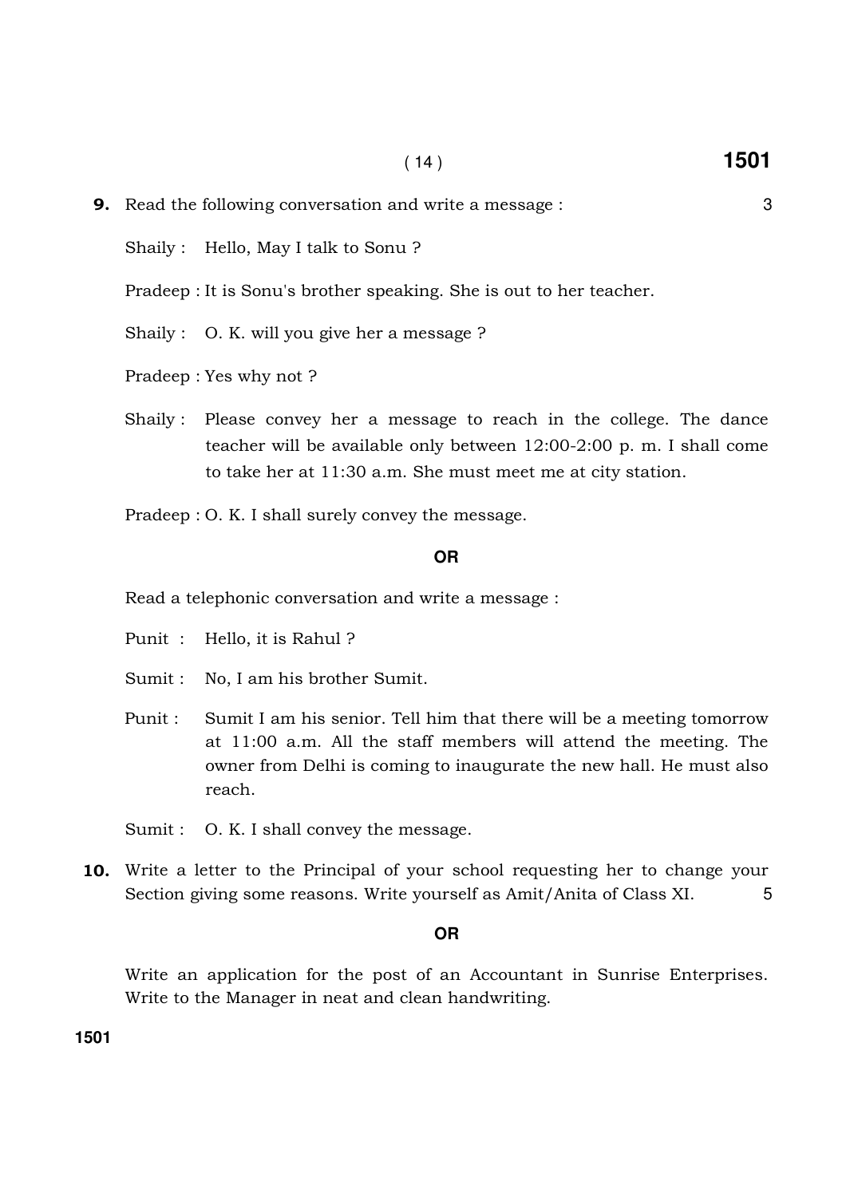**9.** Read the following conversation and write a message : 3

Shaily : Hello, May I talk to Sonu ?

Pradeep : It is Sonu's brother speaking. She is out to her teacher.

Shaily : O. K. will you give her a message ?

Pradeep : Yes why not ?

Shaily : Please convey her a message to reach in the college. The dance teacher will be available only between 12:00-2:00 p. m. I shall come to take her at 11:30 a.m. She must meet me at city station.

Pradeep : O. K. I shall surely convey the message.

**OR**

Read a telephonic conversation and write a message :

Punit : Hello, it is Rahul ?

Sumit : No, I am his brother Sumit.

Punit : Sumit I am his senior. Tell him that there will be a meeting tomorrow at 11:00 a.m. All the staff members will attend the meeting. The owner from Delhi is coming to inaugurate the new hall. He must also reach.

Sumit : O. K. I shall convey the message.

**10.** Write a letter to the Principal of your school requesting her to change your Section giving some reasons. Write yourself as Amit/Anita of Class XI. 5

**OR**

Write an application for the post of an Accountant in Sunrise Enterprises. Write to the Manager in neat and clean handwriting.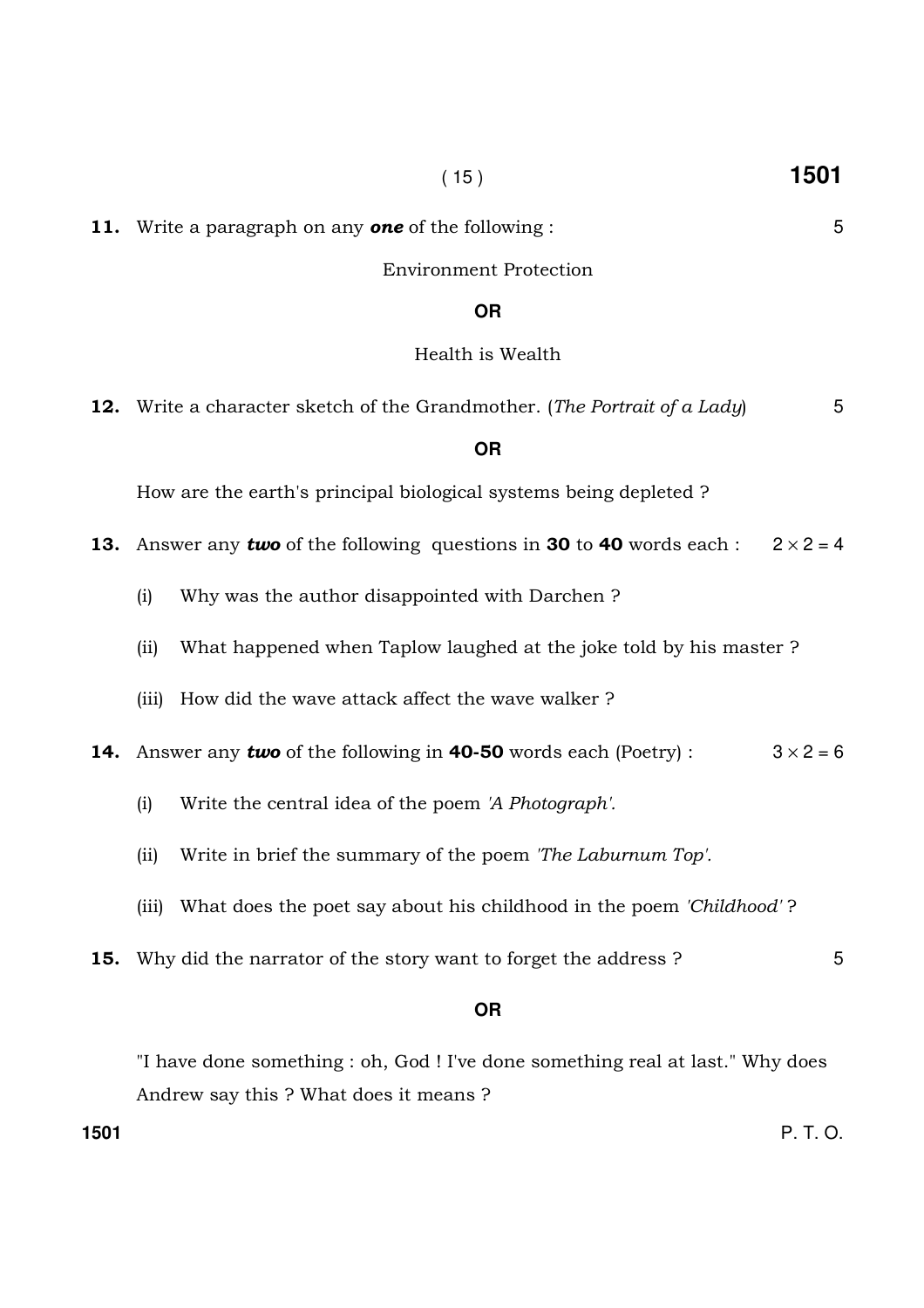**11.** Write a paragraph on any ***one*** of the following : 5

Environment Protection

**OR**

Health is Wealth

**12.** Write a character sketch of the Grandmother. (*The Portrait of a Lady*) 5

**OR**

How are the earth's principal biological systems being depleted ?

**13.** Answer any ***two*** of the following questions in **30** to **40** words each : $2 \times 2 = 4$

(i) Why was the author disappointed with Darchen ?

(ii) What happened when Taplow laughed at the joke told by his master ?

(iii) How did the wave attack affect the wave walker ?

**14.** Answer any ***two*** of the following in **40-50** words each (Poetry) : $3 \times 2 = 6$

(i) Write the central idea of the poem *'A Photograph'.*

(ii) Write in brief the summary of the poem *'The Laburnum Top'.*

(iii) What does the poet say about his childhood in the poem *'Childhood'* ?

**15.** Why did the narrator of the story want to forget the address ? 5

**OR**

"I have done something : oh, God ! I've done something real at last." Why does Andrew say this ? What does it means ?

P. T. O.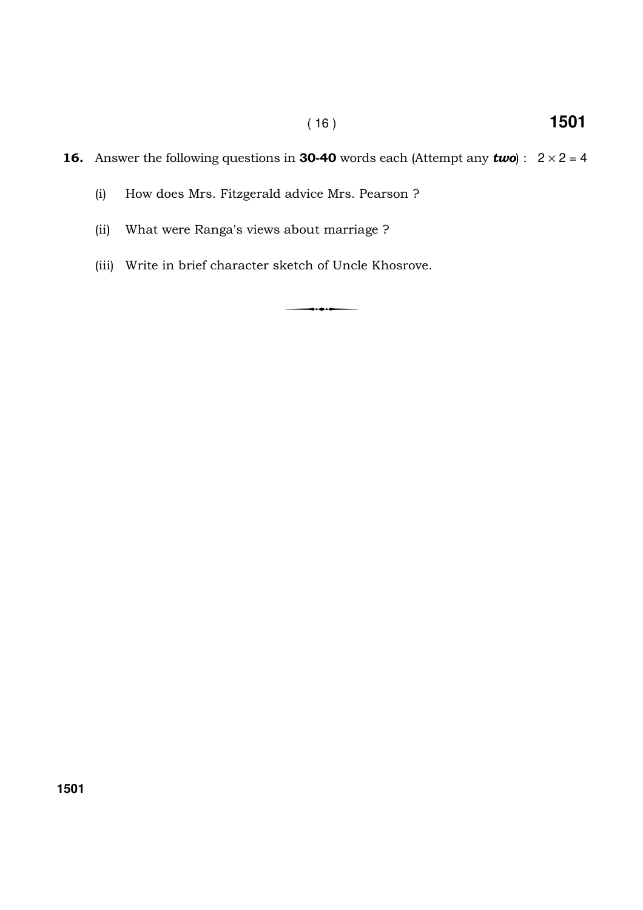**16.** Answer the following questions in **30-40** words each (Attempt any ***two***) : $2 \times 2 = 4$

(i) How does Mrs. Fitzgerald advice Mrs. Pearson ?

(ii) What were Ranga's views about marriage ?

(iii) Write in brief character sketch of Uncle Khosrove.